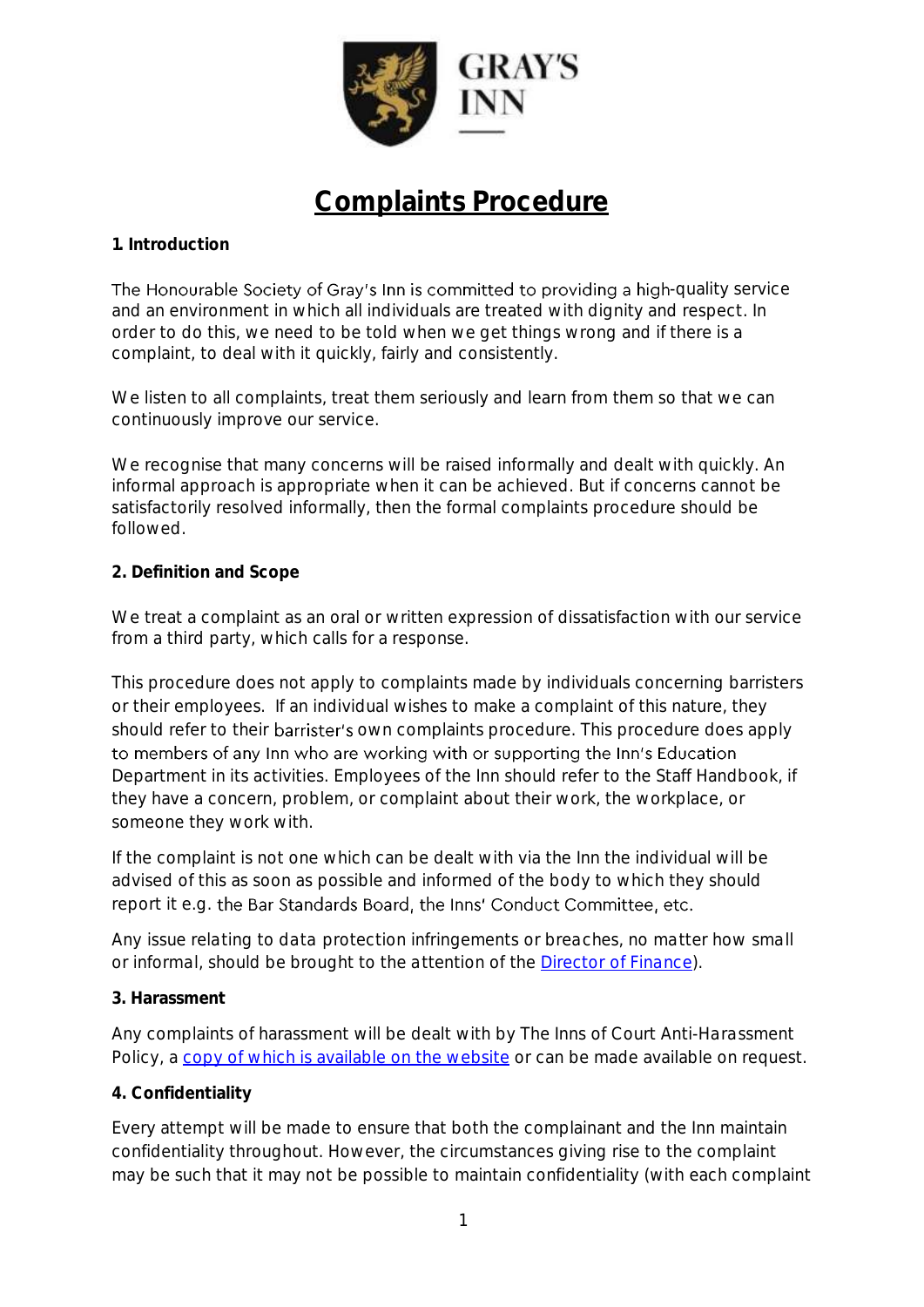GRAY'S INN

# Complaints Procedure

**1. Introduction**

The Honourable Society of Gray's Inn is committed to providing a high-quality service and an environment in which all individuals are treated with dignity and respect. In order to do this, we need to be told when we get things wrong and if there is a complaint, to deal with it quickly, fairly and consistently.

We listen to all complaints, treat them seriously and learn from them so that we can continuously improve our service.

We recognise that many concerns will be raised informally and dealt with quickly. An informal approach is appropriate when it can be achieved. But if concerns cannot be satisfactorily resolved informally, then the formal complaints procedure should be followed.

**2. Definition and Scope**

We treat a complaint as an oral or written expression of dissatisfaction with our service from a third party, which calls for a response.

This procedure does not apply to complaints made by individuals concerning barristers or their employees. If an individual wishes to make a complaint of this nature, they should refer to their barrister's own complaints procedure. This procedure does apply to members of any Inn who are working with or supporting the Inn's Education Department in its activities. Employees of the Inn should refer to the Staff Handbook, if they have a concern, problem, or complaint about their work, the workplace, or someone they work with.

If the complaint is not one which can be dealt with via the Inn the individual will be advised of this as soon as possible and informed of the body to which they should report it e.g. the Bar Standards Board, the Inns' Conduct Committee, etc.

Any issue relating to data protection infringements or breaches, no matter how small or informal, should be brought to the attention of the [Director of Finance]).

**3. Harassment**

Any complaints of harassment will be dealt with by The Inns of Court Anti-Harassment Policy, a [copy of which is available on the website] or can be made available on request.

**4. Confidentiality**

Every attempt will be made to ensure that both the complainant and the Inn maintain confidentiality throughout. However, the circumstances giving rise to the complaint may be such that it may not be possible to maintain confidentiality (with each complaint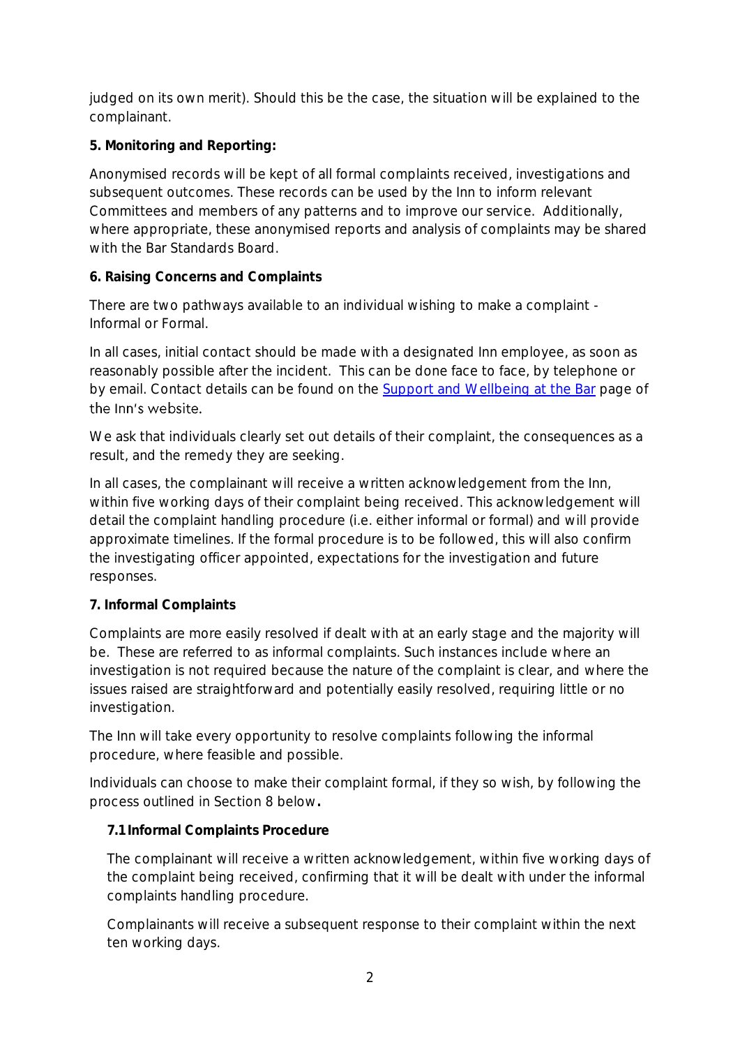judged on its own merit). Should this be the case, the situation will be explained to the complainant.

**5. Monitoring and Reporting:**

Anonymised records will be kept of all formal complaints received, investigations and subsequent outcomes. These records can be used by the Inn to inform relevant Committees and members of any patterns and to improve our service. Additionally, where appropriate, these anonymised reports and analysis of complaints may be shared with the Bar Standards Board.

**6. Raising Concerns and Complaints**

There are two pathways available to an individual wishing to make a complaint - Informal or Formal.

In all cases, initial contact should be made with a designated Inn employee, as soon as reasonably possible after the incident. This can be done face to face, by telephone or by email. Contact details can be found on the [Support and Wellbeing at the Bar](#) page of the Inn's website.

We ask that individuals clearly set out details of their complaint, the consequences as a result, and the remedy they are seeking.

In all cases, the complainant will receive a written acknowledgement from the Inn, within five working days of their complaint being received. This acknowledgement will detail the complaint handling procedure (i.e. either informal or formal) and will provide approximate timelines. If the formal procedure is to be followed, this will also confirm the investigating officer appointed, expectations for the investigation and future responses.

**7. Informal Complaints**

Complaints are more easily resolved if dealt with at an early stage and the majority will be. These are referred to as informal complaints. Such instances include where an investigation is not required because the nature of the complaint is clear, and where the issues raised are straightforward and potentially easily resolved, requiring little or no investigation.

The Inn will take every opportunity to resolve complaints following the informal procedure, where feasible and possible.

Individuals can choose to make their complaint formal, if they so wish, by following the process outlined in Section 8 below.

**7.1 Informal Complaints Procedure**

The complainant will receive a written acknowledgement, within five working days of the complaint being received, confirming that it will be dealt with under the informal complaints handling procedure.

Complainants will receive a subsequent response to their complaint within the next ten working days.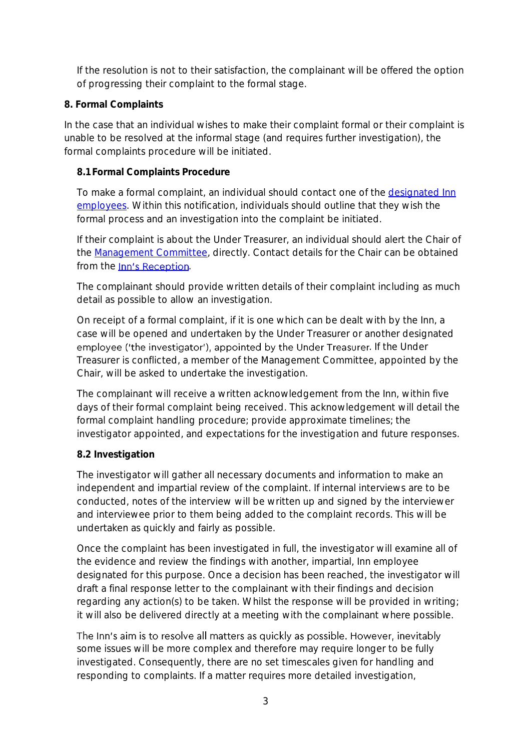If the resolution is not to their satisfaction, the complainant will be offered the option of progressing their complaint to the formal stage.

## 8. Formal Complaints

In the case that an individual wishes to make their complaint formal or their complaint is unable to be resolved at the informal stage (and requires further investigation), the formal complaints procedure will be initiated.

### 8.1 Formal Complaints Procedure

To make a formal complaint, an individual should contact one of the designated Inn employees. Within this notification, individuals should outline that they wish the formal process and an investigation into the complaint be initiated.

If their complaint is about the Under Treasurer, an individual should alert the Chair of the Management Committee, directly. Contact details for the Chair can be obtained from the Inn's Reception.

The complainant should provide written details of their complaint including as much detail as possible to allow an investigation.

On receipt of a formal complaint, if it is one which can be dealt with by the Inn, a case will be opened and undertaken by the Under Treasurer or another designated employee ('the investigator'), appointed by the Under Treasurer. If the Under Treasurer is conflicted, a member of the Management Committee, appointed by the Chair, will be asked to undertake the investigation.

The complainant will receive a written acknowledgement from the Inn, within five days of their formal complaint being received. This acknowledgement will detail the formal complaint handling procedure; provide approximate timelines; the investigator appointed, and expectations for the investigation and future responses.

### 8.2 Investigation

The investigator will gather all necessary documents and information to make an independent and impartial review of the complaint. If internal interviews are to be conducted, notes of the interview will be written up and signed by the interviewer and interviewee prior to them being added to the complaint records. This will be undertaken as quickly and fairly as possible.

Once the complaint has been investigated in full, the investigator will examine all of the evidence and review the findings with another, impartial, Inn employee designated for this purpose. Once a decision has been reached, the investigator will draft a final response letter to the complainant with their findings and decision regarding any action(s) to be taken. Whilst the response will be provided in writing; it will also be delivered directly at a meeting with the complainant where possible.

The Inn's aim is to resolve all matters as quickly as possible. However, inevitably some issues will be more complex and therefore may require longer to be fully investigated. Consequently, there are no set timescales given for handling and responding to complaints. If a matter requires more detailed investigation,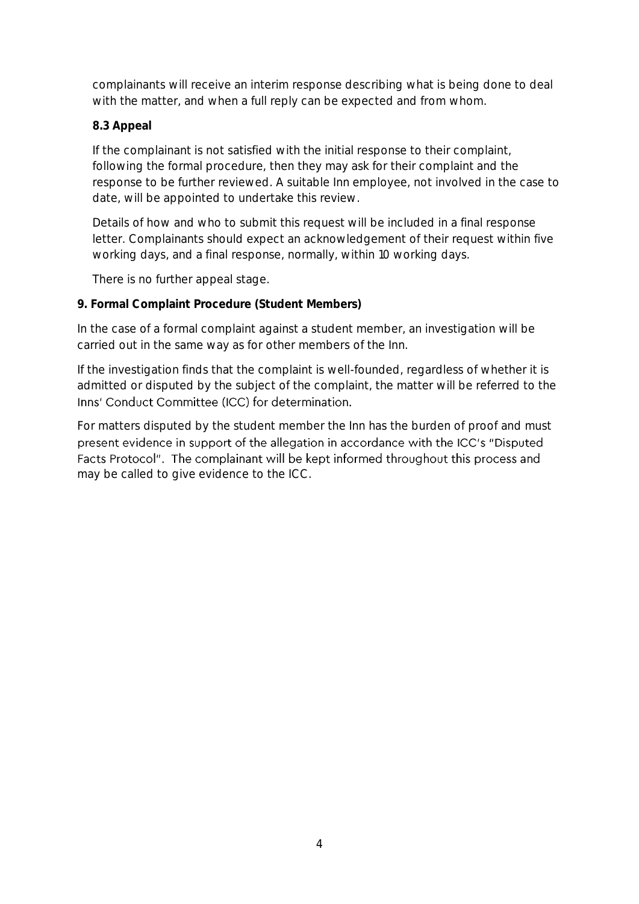complainants will receive an interim response describing what is being done to deal with the matter, and when a full reply can be expected and from whom.

### 8.3 Appeal

If the complainant is not satisfied with the initial response to their complaint, following the formal procedure, then they may ask for their complaint and the response to be further reviewed. A suitable Inn employee, not involved in the case to date, will be appointed to undertake this review.

Details of how and who to submit this request will be included in a final response letter. Complainants should expect an acknowledgement of their request within five working days, and a final response, normally, within 10 working days.

There is no further appeal stage.

## 9. Formal Complaint Procedure (Student Members)

In the case of a formal complaint against a student member, an investigation will be carried out in the same way as for other members of the Inn.

If the investigation finds that the complaint is well-founded, regardless of whether it is admitted or disputed by the subject of the complaint, the matter will be referred to the Inns' Conduct Committee (ICC) for determination.

For matters disputed by the student member the Inn has the burden of proof and must present evidence in support of the allegation in accordance with the ICC's "Disputed Facts Protocol". The complainant will be kept informed throughout this process and may be called to give evidence to the ICC.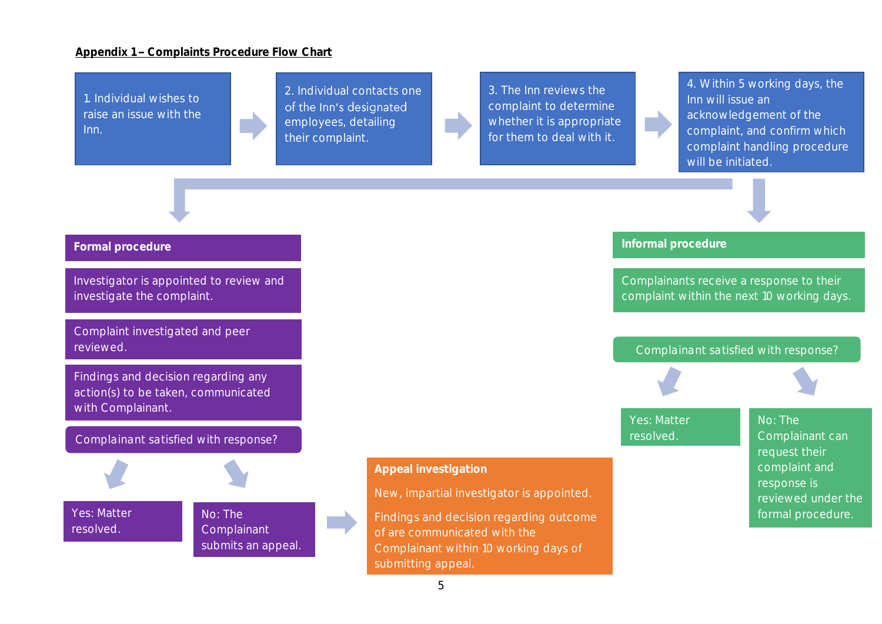## Appendix 1 – Complaints Procedure Flow Chart

1. Individual wishes to raise an issue with the Inn.

2. Individual contacts one of the Inn's designated employees, detailing their complaint.

3. The Inn reviews the complaint to determine whether it is appropriate for them to deal with it.

4. Within 5 working days, the Inn will issue an acknowledgement of the complaint, and confirm which complaint handling procedure will be initiated.

**Formal procedure**

Investigator is appointed to review and investigate the complaint.

Complaint investigated and peer reviewed.

Findings and decision regarding any action(s) to be taken, communicated with Complainant.

Complainant satisfied with response?

Yes: Matter resolved.

No: The Complainant submits an appeal.

**Appeal investigation**

New, impartial investigator is appointed.

Findings and decision regarding outcome of are communicated with the Complainant within 10 working days of submitting appeal.

**Informal procedure**

Complainants receive a response to their complaint within the next 10 working days.

Complainant satisfied with response?

Yes: Matter resolved.

No: The Complainant can request their complaint and response is reviewed under the formal procedure.